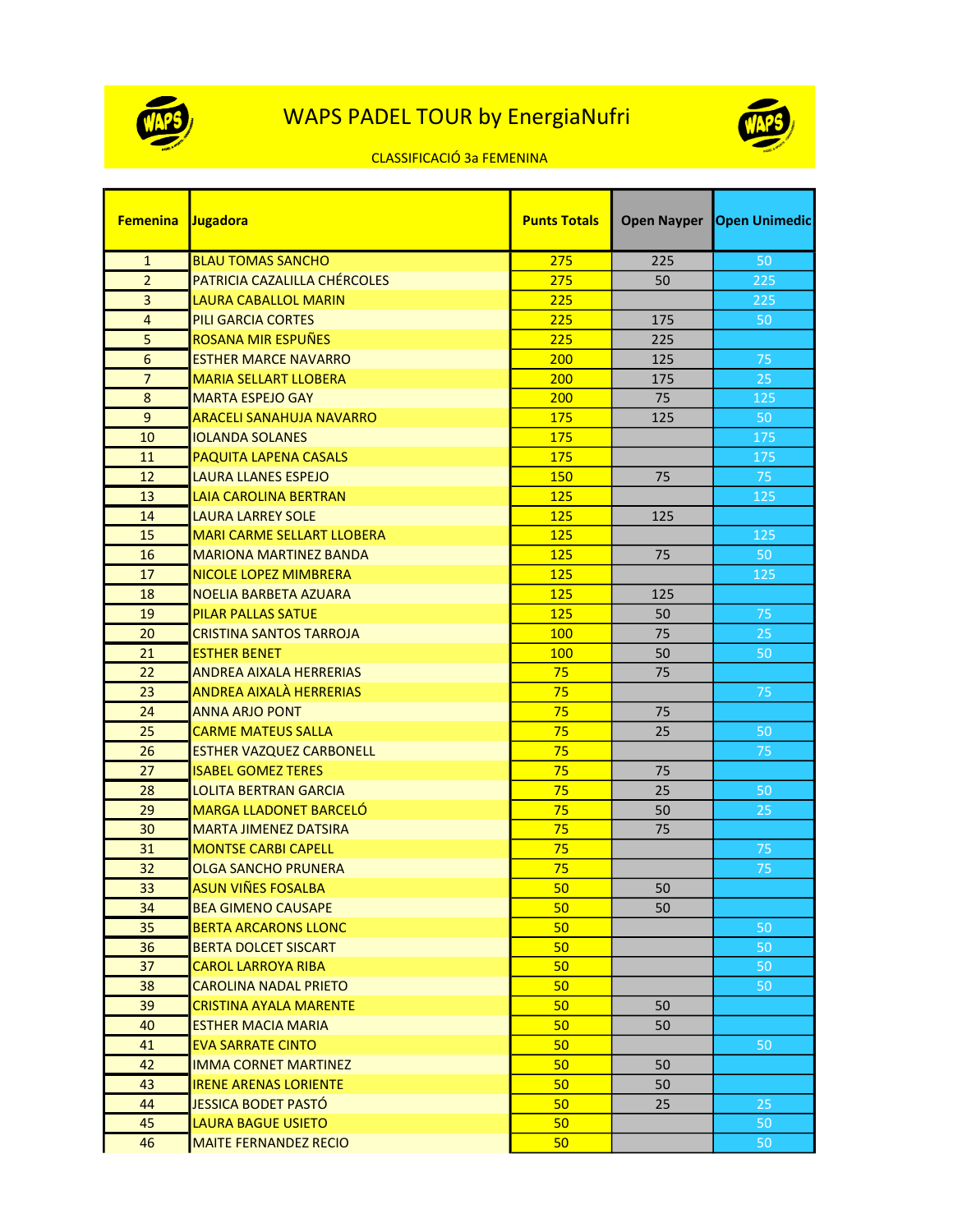# WAPS PADEL TOUR by EnergiaNufri

CLASSIFICACIÓ 3a FEMENINA

| Femenina | Jugadora | Punts Totals | Open Nayper | Open Unimedic |
|---|---|---|---|---|
| 1 | BLAU TOMAS SANCHO | 275 | 225 | 50 |
| 2 | PATRICIA CAZALILLA CHÉRCOLES | 275 | 50 | 225 |
| 3 | LAURA CABALLOL MARIN | 225 | | 225 |
| 4 | PILI GARCIA CORTES | 225 | 175 | 50 |
| 5 | ROSANA MIR ESPUÑES | 225 | 225 | |
| 6 | ESTHER MARCE NAVARRO | 200 | 125 | 75 |
| 7 | MARIA SELLART LLOBERA | 200 | 175 | 25 |
| 8 | MARTA ESPEJO GAY | 200 | 75 | 125 |
| 9 | ARACELI SANAHUJA NAVARRO | 175 | 125 | 50 |
| 10 | IOLANDA SOLANES | 175 | | 175 |
| 11 | PAQUITA LAPENA CASALS | 175 | | 175 |
| 12 | LAURA LLANES ESPEJO | 150 | 75 | 75 |
| 13 | LAIA CAROLINA BERTRAN | 125 | | 125 |
| 14 | LAURA LARREY SOLE | 125 | 125 | |
| 15 | MARI CARME SELLART LLOBERA | 125 | | 125 |
| 16 | MARIONA MARTINEZ BANDA | 125 | 75 | 50 |
| 17 | NICOLE LOPEZ MIMBRERA | 125 | | 125 |
| 18 | NOELIA BARBETA AZUARA | 125 | 125 | |
| 19 | PILAR PALLAS SATUE | 125 | 50 | 75 |
| 20 | CRISTINA SANTOS TARROJA | 100 | 75 | 25 |
| 21 | ESTHER BENET | 100 | 50 | 50 |
| 22 | ANDREA AIXALA HERRERIAS | 75 | 75 | |
| 23 | ANDREA AIXALÀ HERRERIAS | 75 | | 75 |
| 24 | ANNA ARJO PONT | 75 | 75 | |
| 25 | CARME MATEUS SALLA | 75 | 25 | 50 |
| 26 | ESTHER VAZQUEZ CARBONELL | 75 | | 75 |
| 27 | ISABEL GOMEZ TERES | 75 | 75 | |
| 28 | LOLITA BERTRAN GARCIA | 75 | 25 | 50 |
| 29 | MARGA LLADONET BARCELÓ | 75 | 50 | 25 |
| 30 | MARTA JIMENEZ DATSIRA | 75 | 75 | |
| 31 | MONTSE CARBI CAPELL | 75 | | 75 |
| 32 | OLGA SANCHO PRUNERA | 75 | | 75 |
| 33 | ASUN VIÑES FOSALBA | 50 | 50 | |
| 34 | BEA GIMENO CAUSAPE | 50 | 50 | |
| 35 | BERTA ARCARONS LLONC | 50 | | 50 |
| 36 | BERTA DOLCET SISCART | 50 | | 50 |
| 37 | CAROL LARROYA RIBA | 50 | | 50 |
| 38 | CAROLINA NADAL PRIETO | 50 | | 50 |
| 39 | CRISTINA AYALA MARENTE | 50 | 50 | |
| 40 | ESTHER MACIA MARIA | 50 | 50 | |
| 41 | EVA SARRATE CINTO | 50 | | 50 |
| 42 | IMMA CORNET MARTINEZ | 50 | 50 | |
| 43 | IRENE ARENAS LORIENTE | 50 | 50 | |
| 44 | JESSICA BODET PASTÓ | 50 | 25 | 25 |
| 45 | LAURA BAGUE USIETO | 50 | | 50 |
| 46 | MAITE FERNANDEZ RECIO | 50 | | 50 |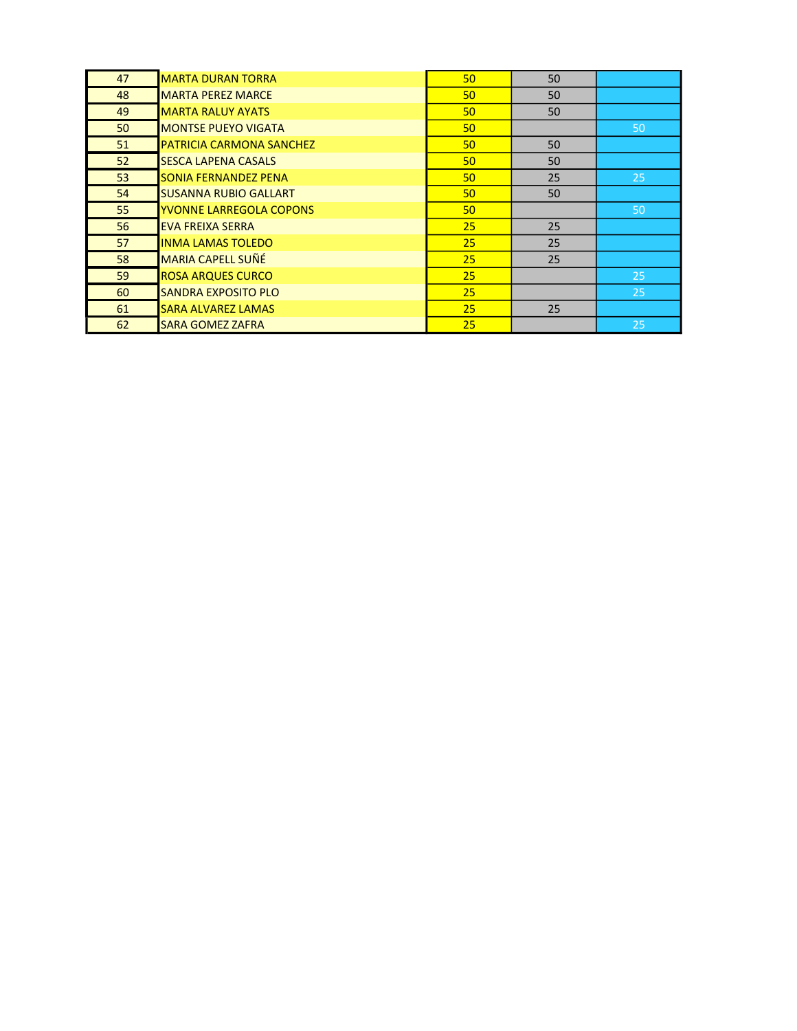| | | | | |
|---|---|---|---|---|
| 47 | MARTA DURAN TORRA | 50 | 50 | |
| 48 | MARTA PEREZ MARCE | 50 | 50 | |
| 49 | MARTA RALUY AYATS | 50 | 50 | |
| 50 | MONTSE PUEYO VIGATA | 50 | | 50 |
| 51 | PATRICIA CARMONA SANCHEZ | 50 | 50 | |
| 52 | SESCA LAPENA CASALS | 50 | 50 | |
| 53 | SONIA FERNANDEZ PENA | 50 | 25 | 25 |
| 54 | SUSANNA RUBIO GALLART | 50 | 50 | |
| 55 | YVONNE LARREGOLA COPONS | 50 | | 50 |
| 56 | EVA FREIXA SERRA | 25 | 25 | |
| 57 | INMA LAMAS TOLEDO | 25 | 25 | |
| 58 | MARIA CAPELL SUÑÉ | 25 | 25 | |
| 59 | ROSA ARQUES CURCO | 25 | | 25 |
| 60 | SANDRA EXPOSITO PLO | 25 | | 25 |
| 61 | SARA ALVAREZ LAMAS | 25 | 25 | |
| 62 | SARA GOMEZ ZAFRA | 25 | | 25 |